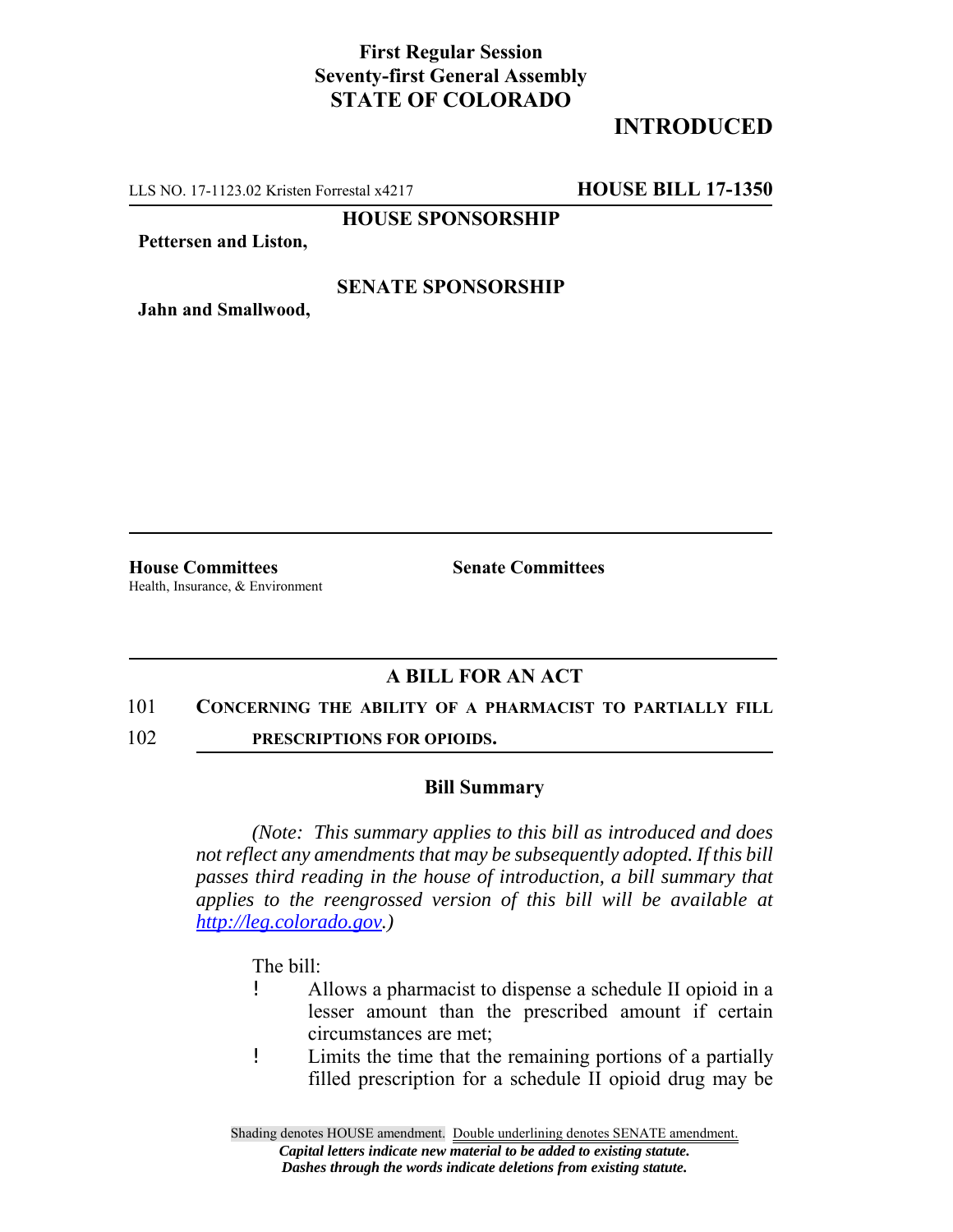**First Regular Session**
**Seventy-first General Assembly**
**STATE OF COLORADO**

**INTRODUCED**

LLS NO. 17-1123.02 Kristen Forrestal x4217 **HOUSE BILL 17-1350**

**HOUSE SPONSORSHIP**

**Pettersen and Liston,**

**SENATE SPONSORSHIP**

**Jahn and Smallwood,**

**House Committees**
Health, Insurance, & Environment

**Senate Committees**

## A BILL FOR AN ACT

101 **CONCERNING THE ABILITY OF A PHARMACIST TO PARTIALLY FILL**
102 **PRESCRIPTIONS FOR OPIOIDS.**

### Bill Summary

*(Note: This summary applies to this bill as introduced and does not reflect any amendments that may be subsequently adopted. If this bill passes third reading in the house of introduction, a bill summary that applies to the reengrossed version of this bill will be available at http://leg.colorado.gov.)*

The bill:

- Allows a pharmacist to dispense a schedule II opioid in a lesser amount than the prescribed amount if certain circumstances are met;
- Limits the time that the remaining portions of a partially filled prescription for a schedule II opioid drug may be

Shading denotes HOUSE amendment. Double underlining denotes SENATE amendment.
*Capital letters indicate new material to be added to existing statute.*
*Dashes through the words indicate deletions from existing statute.*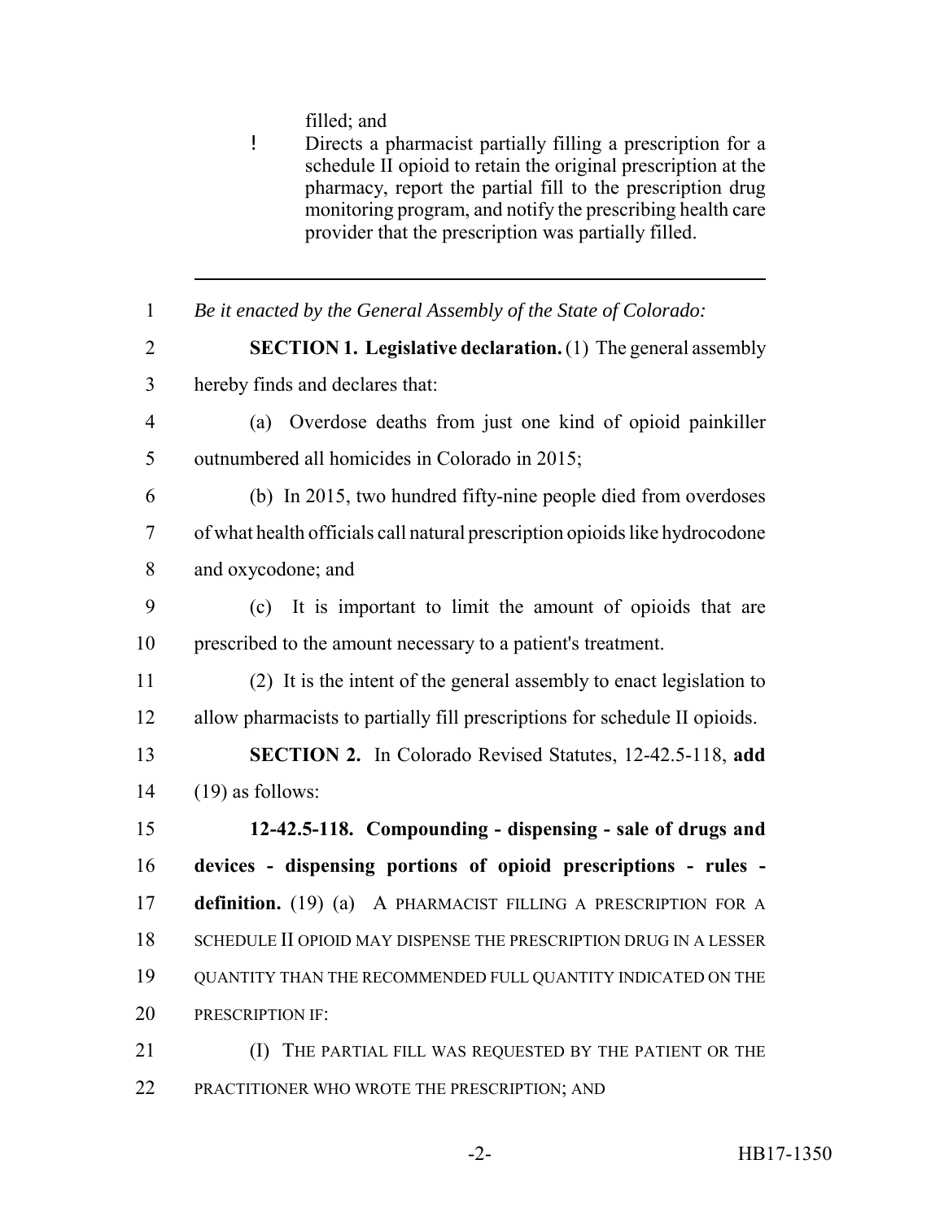filled; and

! Directs a pharmacist partially filling a prescription for a schedule II opioid to retain the original prescription at the pharmacy, report the partial fill to the prescription drug monitoring program, and notify the prescribing health care provider that the prescription was partially filled.

---

1 *Be it enacted by the General Assembly of the State of Colorado:*

2 **SECTION 1. Legislative declaration.** (1) The general assembly

3 hereby finds and declares that:

4 (a) Overdose deaths from just one kind of opioid painkiller

5 outnumbered all homicides in Colorado in 2015;

6 (b) In 2015, two hundred fifty-nine people died from overdoses

7 of what health officials call natural prescription opioids like hydrocodone

8 and oxycodone; and

9 (c) It is important to limit the amount of opioids that are

10 prescribed to the amount necessary to a patient's treatment.

11 (2) It is the intent of the general assembly to enact legislation to

12 allow pharmacists to partially fill prescriptions for schedule II opioids.

13 **SECTION 2.** In Colorado Revised Statutes, 12-42.5-118, **add**

14 (19) as follows:

15 **12-42.5-118. Compounding - dispensing - sale of drugs and**

16 **devices - dispensing portions of opioid prescriptions - rules -**

17 **definition.** (19) (a) A PHARMACIST FILLING A PRESCRIPTION FOR A

18 SCHEDULE II OPIOID MAY DISPENSE THE PRESCRIPTION DRUG IN A LESSER

19 QUANTITY THAN THE RECOMMENDED FULL QUANTITY INDICATED ON THE

20 PRESCRIPTION IF:

21 (I) THE PARTIAL FILL WAS REQUESTED BY THE PATIENT OR THE

22 PRACTITIONER WHO WROTE THE PRESCRIPTION; AND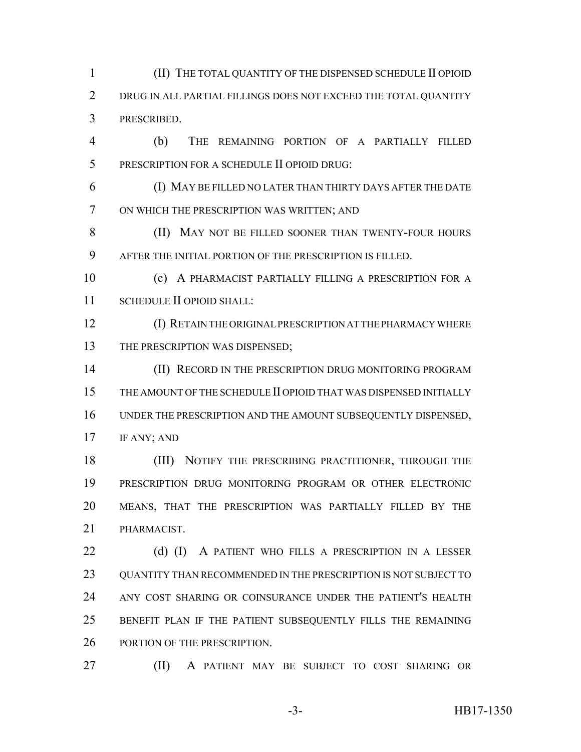(II) THE TOTAL QUANTITY OF THE DISPENSED SCHEDULE II OPIOID DRUG IN ALL PARTIAL FILLINGS DOES NOT EXCEED THE TOTAL QUANTITY PRESCRIBED.

(b) THE REMAINING PORTION OF A PARTIALLY FILLED PRESCRIPTION FOR A SCHEDULE II OPIOID DRUG:

(I) MAY BE FILLED NO LATER THAN THIRTY DAYS AFTER THE DATE ON WHICH THE PRESCRIPTION WAS WRITTEN; AND

(II) MAY NOT BE FILLED SOONER THAN TWENTY-FOUR HOURS AFTER THE INITIAL PORTION OF THE PRESCRIPTION IS FILLED.

(c) A PHARMACIST PARTIALLY FILLING A PRESCRIPTION FOR A SCHEDULE II OPIOID SHALL:

(I) RETAIN THE ORIGINAL PRESCRIPTION AT THE PHARMACY WHERE THE PRESCRIPTION WAS DISPENSED;

(II) RECORD IN THE PRESCRIPTION DRUG MONITORING PROGRAM THE AMOUNT OF THE SCHEDULE II OPIOID THAT WAS DISPENSED INITIALLY UNDER THE PRESCRIPTION AND THE AMOUNT SUBSEQUENTLY DISPENSED, IF ANY; AND

(III) NOTIFY THE PRESCRIBING PRACTITIONER, THROUGH THE PRESCRIPTION DRUG MONITORING PROGRAM OR OTHER ELECTRONIC MEANS, THAT THE PRESCRIPTION WAS PARTIALLY FILLED BY THE PHARMACIST.

(d) (I) A PATIENT WHO FILLS A PRESCRIPTION IN A LESSER QUANTITY THAN RECOMMENDED IN THE PRESCRIPTION IS NOT SUBJECT TO ANY COST SHARING OR COINSURANCE UNDER THE PATIENT'S HEALTH BENEFIT PLAN IF THE PATIENT SUBSEQUENTLY FILLS THE REMAINING PORTION OF THE PRESCRIPTION.

(II) A PATIENT MAY BE SUBJECT TO COST SHARING OR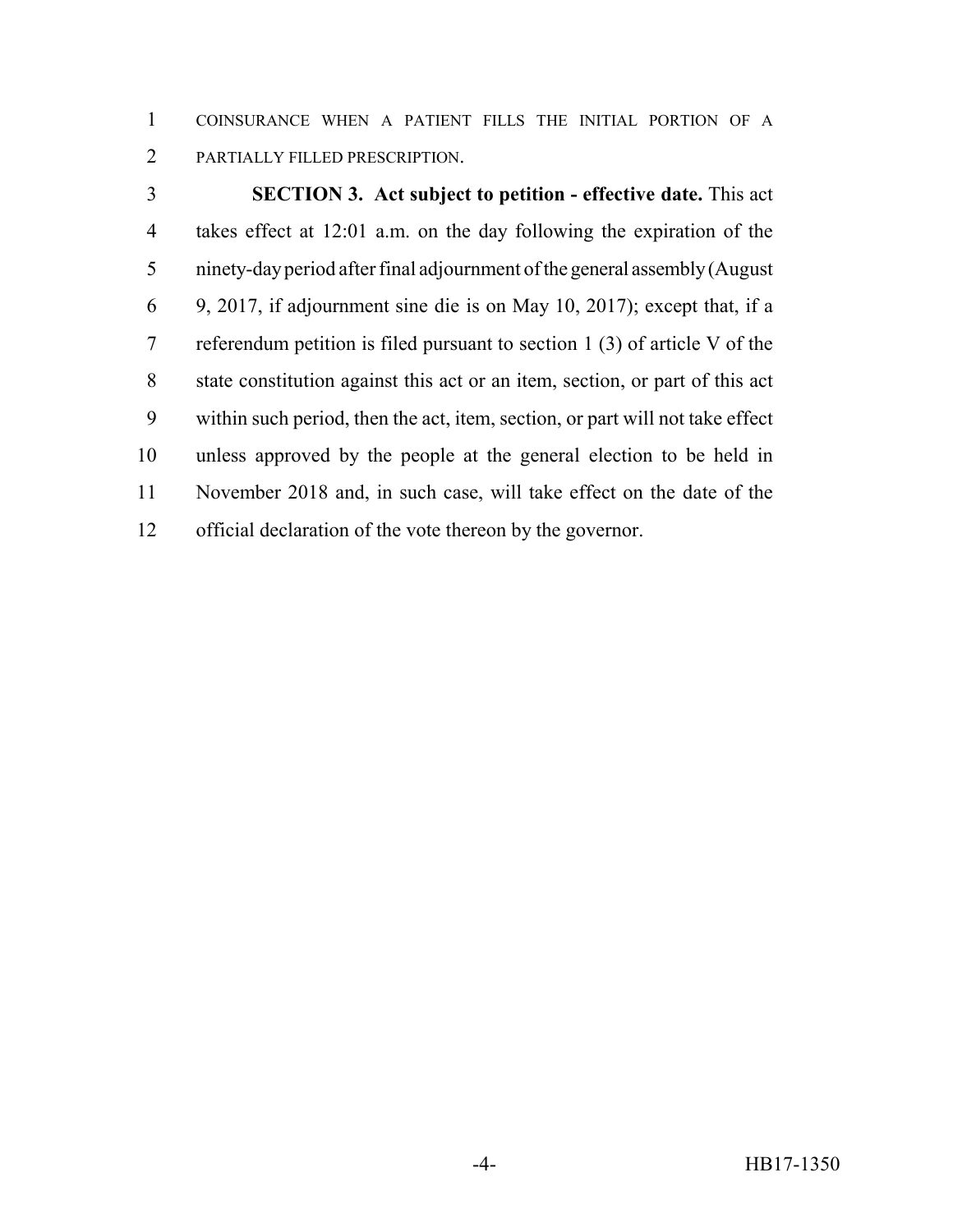COINSURANCE WHEN A PATIENT FILLS THE INITIAL PORTION OF A PARTIALLY FILLED PRESCRIPTION.

**SECTION 3. Act subject to petition - effective date.** This act takes effect at 12:01 a.m. on the day following the expiration of the ninety-day period after final adjournment of the general assembly (August 9, 2017, if adjournment sine die is on May 10, 2017); except that, if a referendum petition is filed pursuant to section 1 (3) of article V of the state constitution against this act or an item, section, or part of this act within such period, then the act, item, section, or part will not take effect unless approved by the people at the general election to be held in November 2018 and, in such case, will take effect on the date of the official declaration of the vote thereon by the governor.